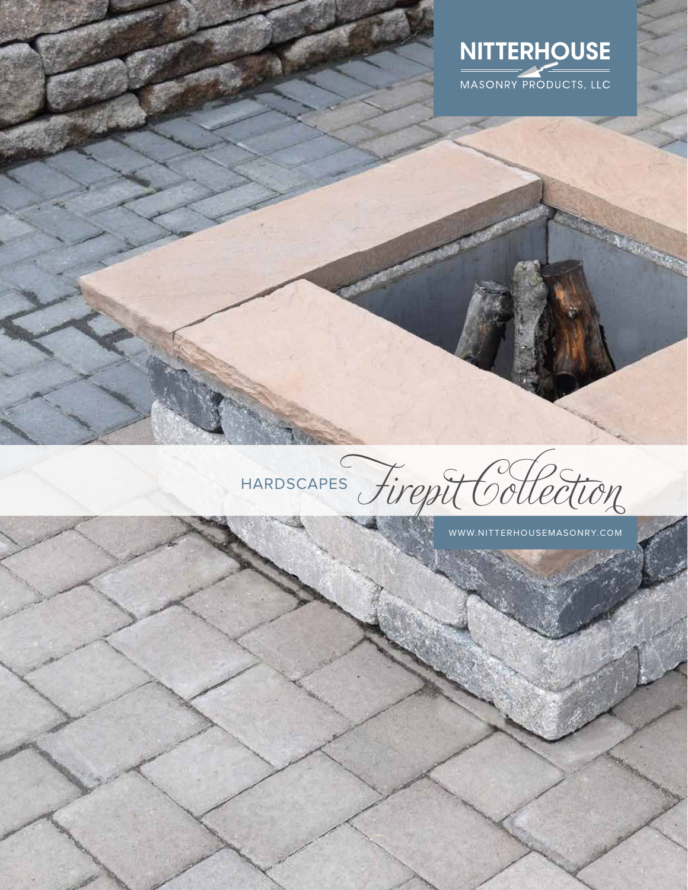# NITTERHOUSE

MASONRY PRODUCTS, LLC

## HARDSCAPES *Firepit Collection*

WWW.NITTERHOUSEMASONRY.COM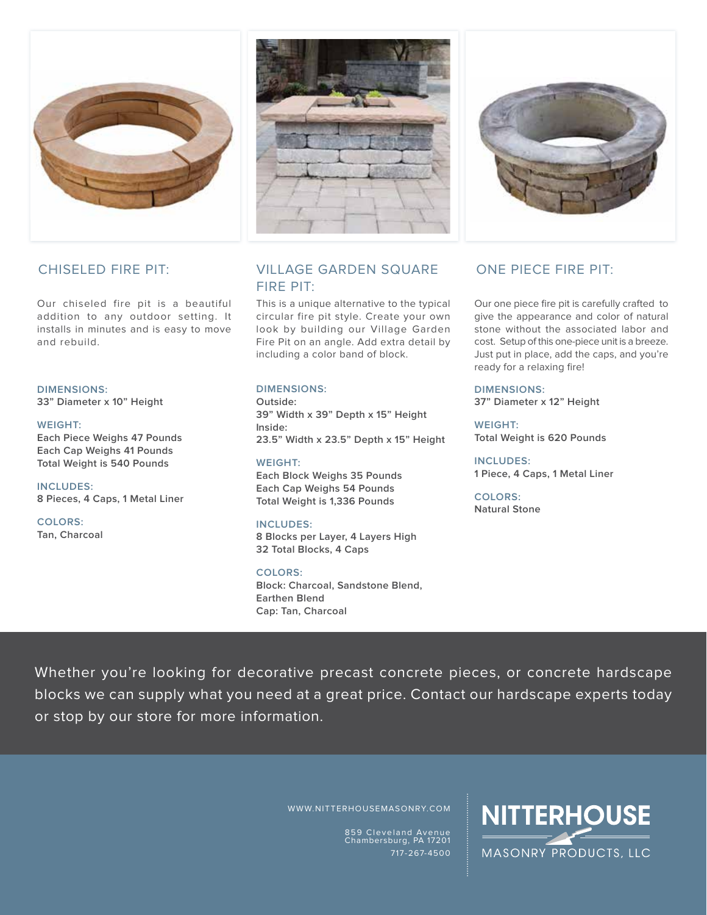## CHISELED FIRE PIT:

Our chiseled fire pit is a beautiful addition to any outdoor setting. It installs in minutes and is easy to move and rebuild.

**DIMENSIONS:**
33" Diameter x 10" Height

**WEIGHT:**
Each Piece Weighs 47 Pounds
Each Cap Weighs 41 Pounds
Total Weight is 540 Pounds

**INCLUDES:**
8 Pieces, 4 Caps, 1 Metal Liner

**COLORS:**
Tan, Charcoal

## VILLAGE GARDEN SQUARE FIRE PIT:

This is a unique alternative to the typical circular fire pit style. Create your own look by building our Village Garden Fire Pit on an angle. Add extra detail by including a color band of block.

**DIMENSIONS:**
Outside:
39" Width x 39" Depth x 15" Height
Inside:
23.5" Width x 23.5" Depth x 15" Height

**WEIGHT:**
Each Block Weighs 35 Pounds
Each Cap Weighs 54 Pounds
Total Weight is 1,336 Pounds

**INCLUDES:**
8 Blocks per Layer, 4 Layers High
32 Total Blocks, 4 Caps

**COLORS:**
Block: Charcoal, Sandstone Blend, Earthen Blend
Cap: Tan, Charcoal

## ONE PIECE FIRE PIT:

Our one piece fire pit is carefully crafted to give the appearance and color of natural stone without the associated labor and cost. Setup of this one-piece unit is a breeze. Just put in place, add the caps, and you're ready for a relaxing fire!

**DIMENSIONS:**
37" Diameter x 12" Height

**WEIGHT:**
Total Weight is 620 Pounds

**INCLUDES:**
1 Piece, 4 Caps, 1 Metal Liner

**COLORS:**
Natural Stone

Whether you're looking for decorative precast concrete pieces, or concrete hardscape blocks we can supply what you need at a great price. Contact our hardscape experts today or stop by our store for more information.

WWW.NITTERHOUSEMASONRY.COM

859 Cleveland Avenue
Chambersburg, PA 17201
717-267-4500

NITTERHOUSE
MASONRY PRODUCTS, LLC